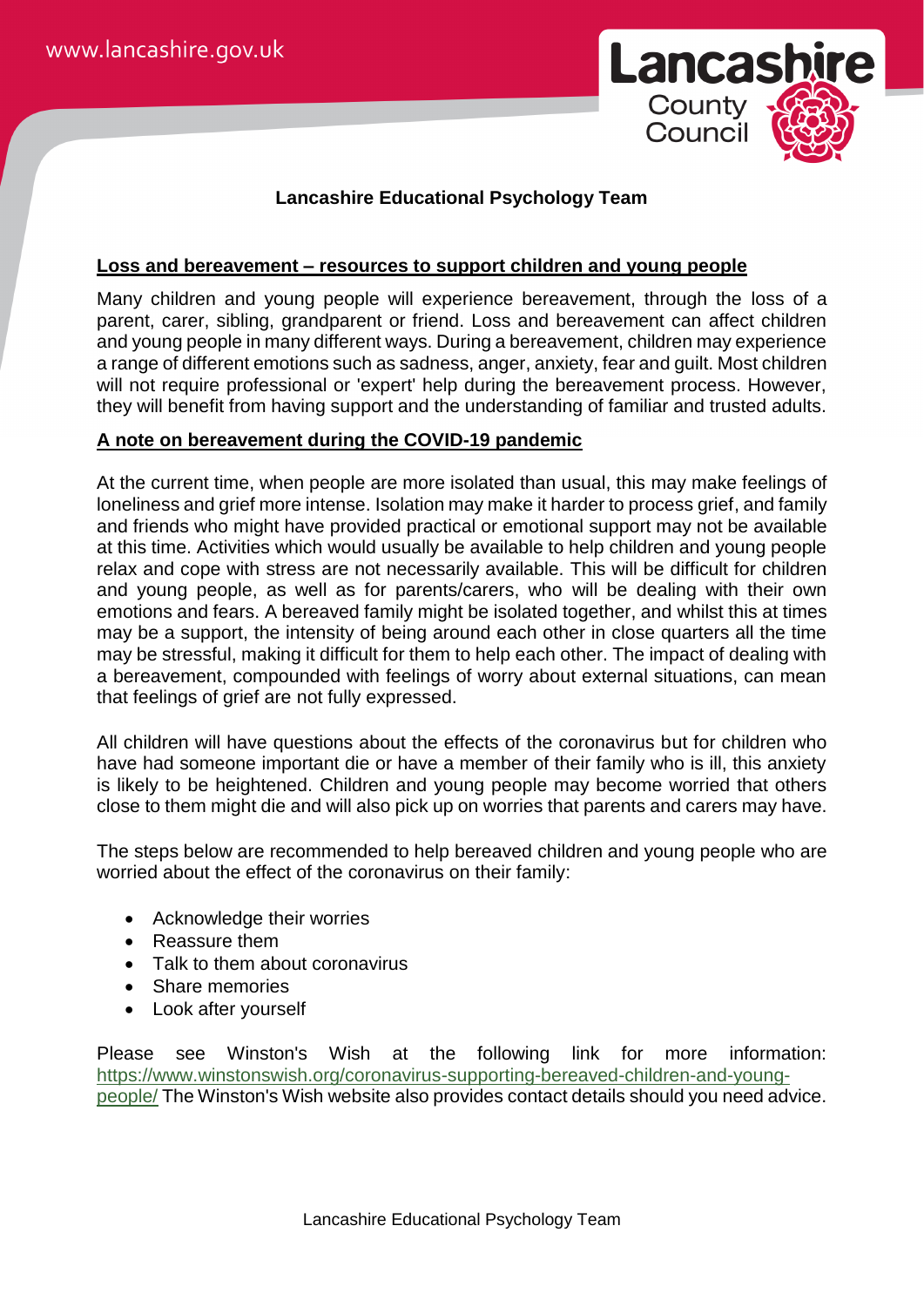# Lancashire Educational Psychology Team

## Loss and bereavement – resources to support children and young people

Many children and young people will experience bereavement, through the loss of a parent, carer, sibling, grandparent or friend. Loss and bereavement can affect children and young people in many different ways. During a bereavement, children may experience a range of different emotions such as sadness, anger, anxiety, fear and guilt. Most children will not require professional or 'expert' help during the bereavement process. However, they will benefit from having support and the understanding of familiar and trusted adults.

## A note on bereavement during the COVID-19 pandemic

At the current time, when people are more isolated than usual, this may make feelings of loneliness and grief more intense. Isolation may make it harder to process grief, and family and friends who might have provided practical or emotional support may not be available at this time. Activities which would usually be available to help children and young people relax and cope with stress are not necessarily available. This will be difficult for children and young people, as well as for parents/carers, who will be dealing with their own emotions and fears. A bereaved family might be isolated together, and whilst this at times may be a support, the intensity of being around each other in close quarters all the time may be stressful, making it difficult for them to help each other. The impact of dealing with a bereavement, compounded with feelings of worry about external situations, can mean that feelings of grief are not fully expressed.

All children will have questions about the effects of the coronavirus but for children who have had someone important die or have a member of their family who is ill, this anxiety is likely to be heightened. Children and young people may become worried that others close to them might die and will also pick up on worries that parents and carers may have.

The steps below are recommended to help bereaved children and young people who are worried about the effect of the coronavirus on their family:

- Acknowledge their worries
- Reassure them
- Talk to them about coronavirus
- Share memories
- Look after yourself

Please see Winston's Wish at the following link for more information: https://www.winstonswish.org/coronavirus-supporting-bereaved-children-and-young-people/ The Winston's Wish website also provides contact details should you need advice.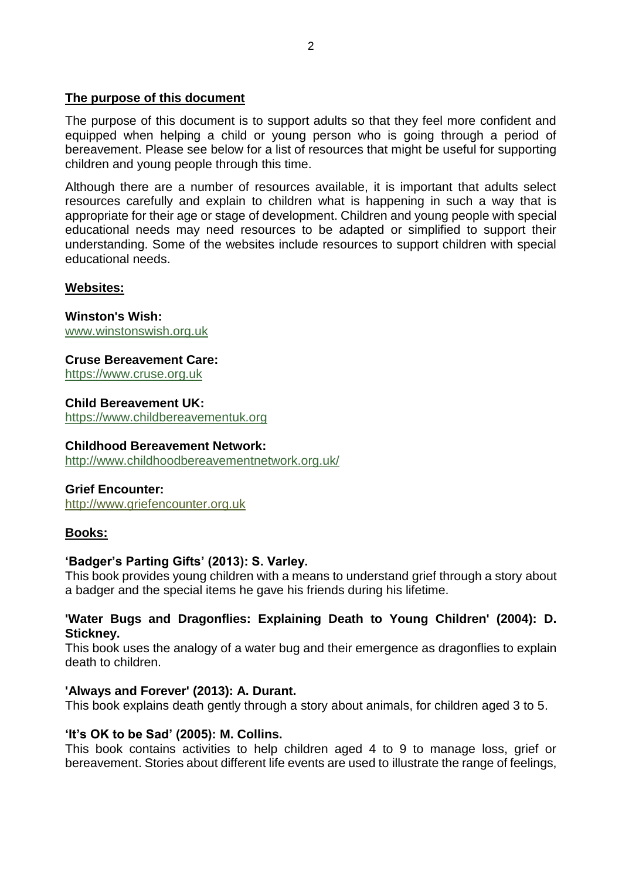## The purpose of this document

The purpose of this document is to support adults so that they feel more confident and equipped when helping a child or young person who is going through a period of bereavement. Please see below for a list of resources that might be useful for supporting children and young people through this time.

Although there are a number of resources available, it is important that adults select resources carefully and explain to children what is happening in such a way that is appropriate for their age or stage of development. Children and young people with special educational needs may need resources to be adapted or simplified to support their understanding. Some of the websites include resources to support children with special educational needs.

## Websites:

**Winston's Wish:**
www.winstonswish.org.uk

**Cruse Bereavement Care:**
https://www.cruse.org.uk

**Child Bereavement UK:**
https://www.childbereavementuk.org

**Childhood Bereavement Network:**
http://www.childhoodbereavementnetwork.org.uk/

**Grief Encounter:**
http://www.griefencounter.org.uk

## Books:

**'Badger's Parting Gifts' (2013): S. Varley.**
This book provides young children with a means to understand grief through a story about a badger and the special items he gave his friends during his lifetime.

**'Water Bugs and Dragonflies: Explaining Death to Young Children' (2004): D. Stickney.**
This book uses the analogy of a water bug and their emergence as dragonflies to explain death to children.

**'Always and Forever' (2013): A. Durant.**
This book explains death gently through a story about animals, for children aged 3 to 5.

**'It's OK to be Sad' (2005): M. Collins.**
This book contains activities to help children aged 4 to 9 to manage loss, grief or bereavement. Stories about different life events are used to illustrate the range of feelings,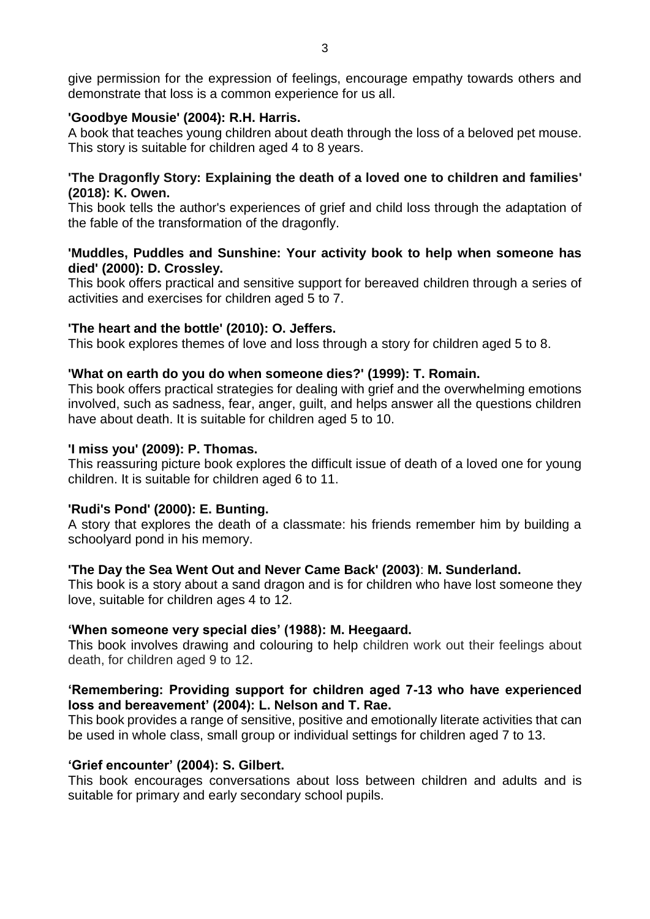give permission for the expression of feelings, encourage empathy towards others and demonstrate that loss is a common experience for us all.

**'Goodbye Mousie' (2004): R.H. Harris.**

A book that teaches young children about death through the loss of a beloved pet mouse. This story is suitable for children aged 4 to 8 years.

**'The Dragonfly Story: Explaining the death of a loved one to children and families' (2018): K. Owen.**

This book tells the author's experiences of grief and child loss through the adaptation of the fable of the transformation of the dragonfly.

**'Muddles, Puddles and Sunshine: Your activity book to help when someone has died' (2000): D. Crossley.**

This book offers practical and sensitive support for bereaved children through a series of activities and exercises for children aged 5 to 7.

**'The heart and the bottle' (2010): O. Jeffers.**

This book explores themes of love and loss through a story for children aged 5 to 8.

**'What on earth do you do when someone dies?' (1999): T. Romain.**

This book offers practical strategies for dealing with grief and the overwhelming emotions involved, such as sadness, fear, anger, guilt, and helps answer all the questions children have about death. It is suitable for children aged 5 to 10.

**'I miss you' (2009): P. Thomas.**

This reassuring picture book explores the difficult issue of death of a loved one for young children. It is suitable for children aged 6 to 11.

**'Rudi's Pond' (2000): E. Bunting.**

A story that explores the death of a classmate: his friends remember him by building a schoolyard pond in his memory.

**'The Day the Sea Went Out and Never Came Back' (2003)**: **M. Sunderland.**

This book is a story about a sand dragon and is for children who have lost someone they love, suitable for children ages 4 to 12.

**'When someone very special dies' (1988): M. Heegaard.**

This book involves drawing and colouring to help children work out their feelings about death, for children aged 9 to 12.

**'Remembering: Providing support for children aged 7-13 who have experienced loss and bereavement' (2004): L. Nelson and T. Rae.**

This book provides a range of sensitive, positive and emotionally literate activities that can be used in whole class, small group or individual settings for children aged 7 to 13.

**'Grief encounter' (2004): S. Gilbert.**

This book encourages conversations about loss between children and adults and is suitable for primary and early secondary school pupils.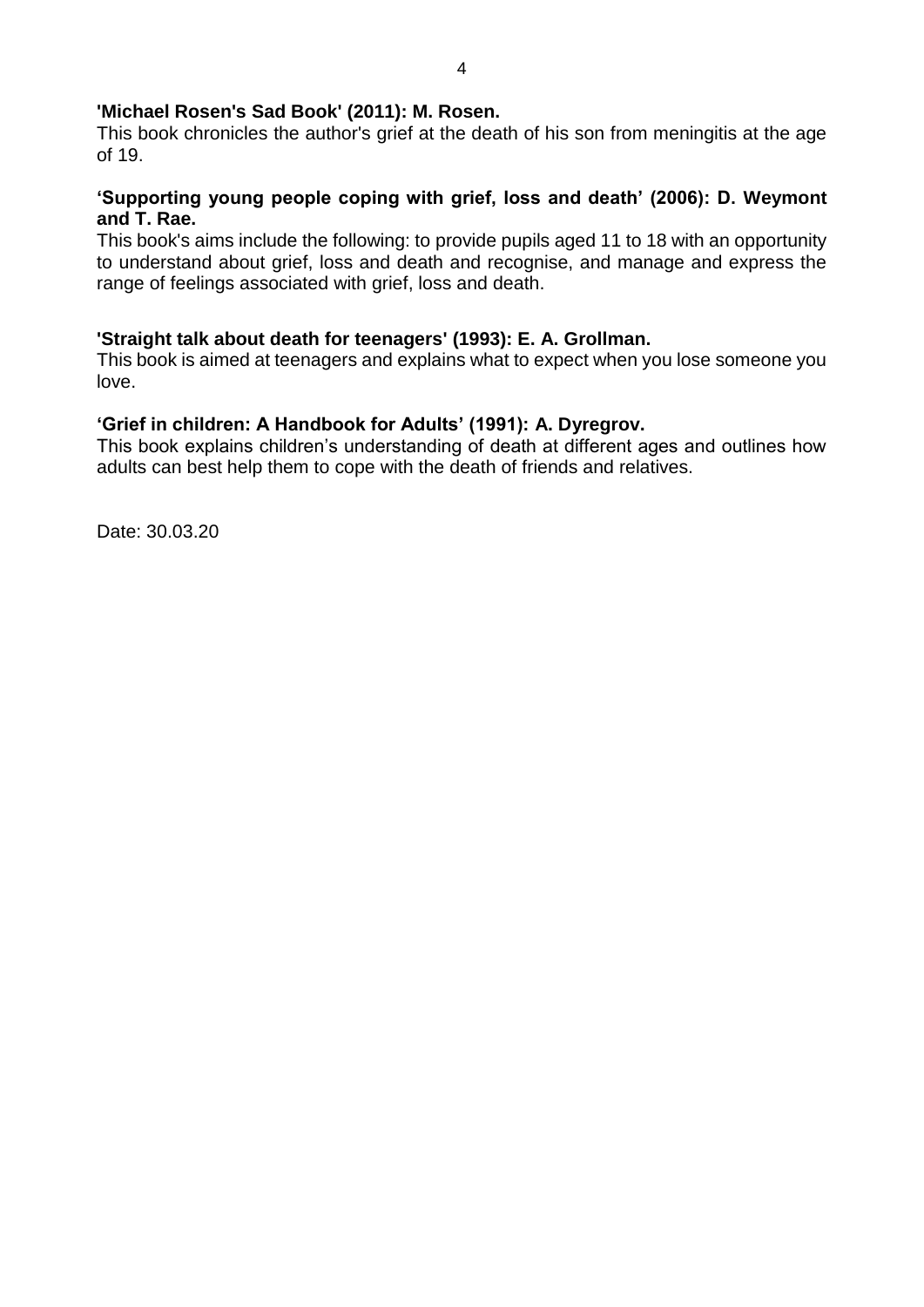**'Michael Rosen's Sad Book' (2011): M. Rosen.**

This book chronicles the author's grief at the death of his son from meningitis at the age of 19.

**'Supporting young people coping with grief, loss and death' (2006): D. Weymont and T. Rae.**

This book's aims include the following: to provide pupils aged 11 to 18 with an opportunity to understand about grief, loss and death and recognise, and manage and express the range of feelings associated with grief, loss and death.

**'Straight talk about death for teenagers' (1993): E. A. Grollman.**

This book is aimed at teenagers and explains what to expect when you lose someone you love.

**'Grief in children: A Handbook for Adults' (1991): A. Dyregrov.**

This book explains children's understanding of death at different ages and outlines how adults can best help them to cope with the death of friends and relatives.

Date: 30.03.20